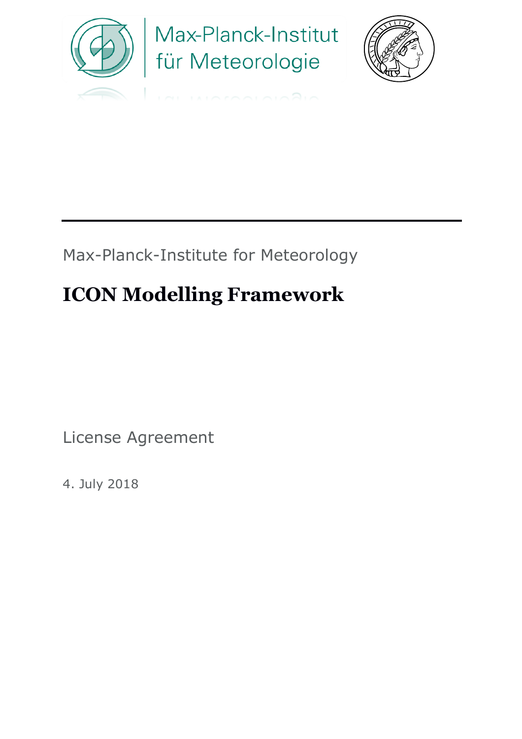Max-Planck-Institut für Meteorologie

Max-Planck-Institute for Meteorology

# ICON Modelling Framework

License Agreement

4. July 2018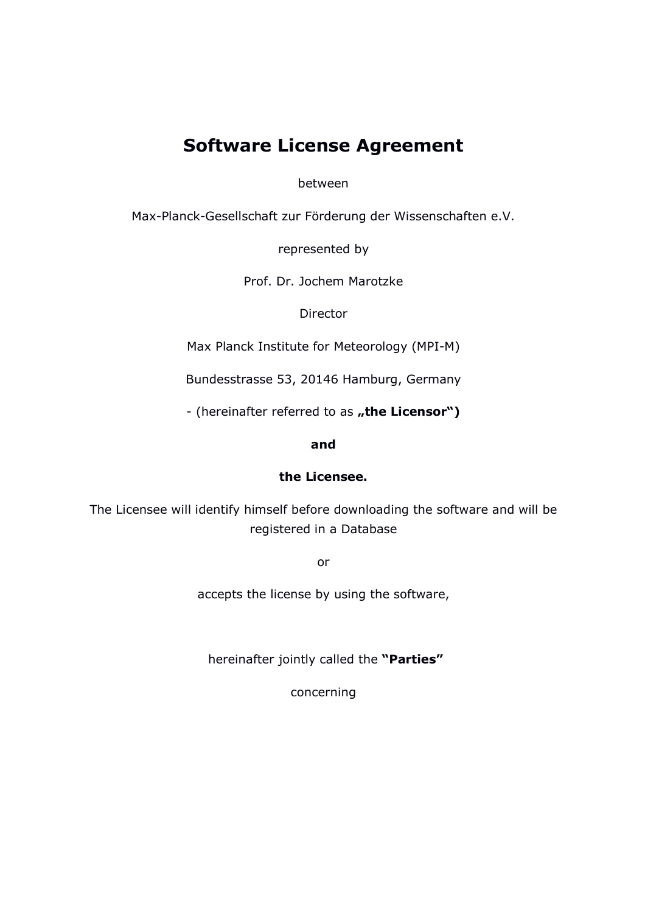# Software License Agreement

between

Max-Planck-Gesellschaft zur Förderung der Wissenschaften e.V.

represented by

Prof. Dr. Jochem Marotzke

Director

Max Planck Institute for Meteorology (MPI-M)

Bundesstrasse 53, 20146 Hamburg, Germany

- (hereinafter referred to as **„the Licensor")**

**and**

**the Licensee.**

The Licensee will identify himself before downloading the software and will be registered in a Database

or

accepts the license by using the software,

hereinafter jointly called the **"Parties"**

concerning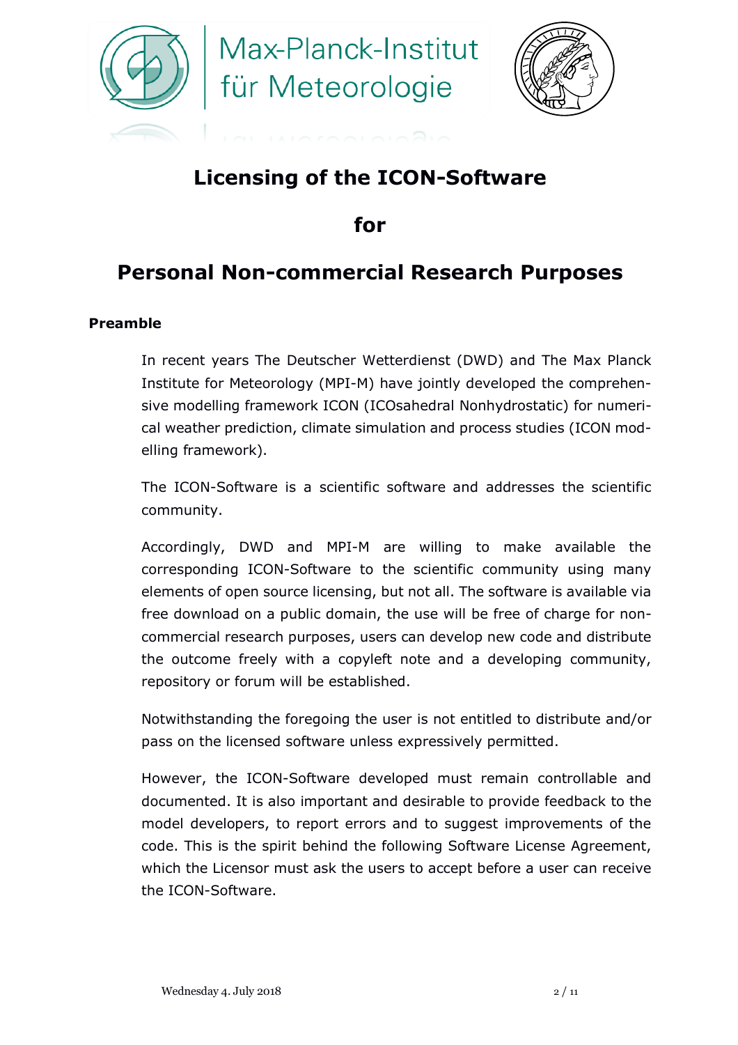# Licensing of the ICON-Software

# for

# Personal Non-commercial Research Purposes

**Preamble**

In recent years The Deutscher Wetterdienst (DWD) and The Max Planck Institute for Meteorology (MPI-M) have jointly developed the comprehensive modelling framework ICON (ICOsahedral Nonhydrostatic) for numerical weather prediction, climate simulation and process studies (ICON modelling framework).

The ICON-Software is a scientific software and addresses the scientific community.

Accordingly, DWD and MPI-M are willing to make available the corresponding ICON-Software to the scientific community using many elements of open source licensing, but not all. The software is available via free download on a public domain, the use will be free of charge for non-commercial research purposes, users can develop new code and distribute the outcome freely with a copyleft note and a developing community, repository or forum will be established.

Notwithstanding the foregoing the user is not entitled to distribute and/or pass on the licensed software unless expressively permitted.

However, the ICON-Software developed must remain controllable and documented. It is also important and desirable to provide feedback to the model developers, to report errors and to suggest improvements of the code. This is the spirit behind the following Software License Agreement, which the Licensor must ask the users to accept before a user can receive the ICON-Software.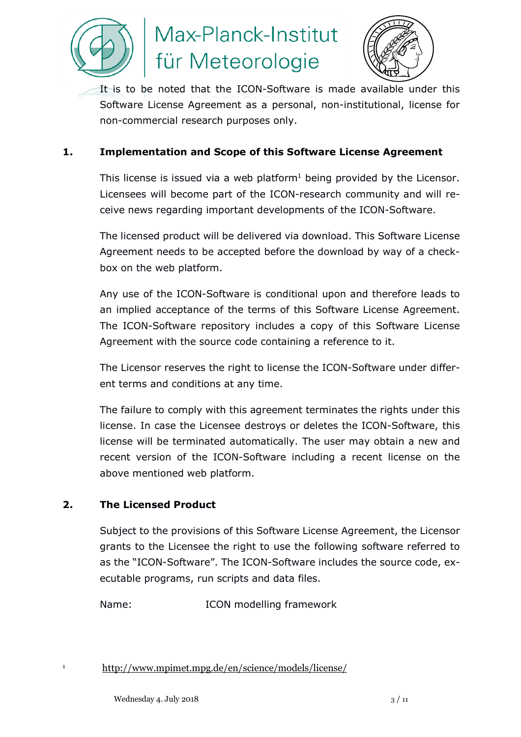It is to be noted that the ICON-Software is made available under this Software License Agreement as a personal, non-institutional, license for non-commercial research purposes only.

## 1. Implementation and Scope of this Software License Agreement

This license is issued via a web platform[1] being provided by the Licensor. Licensees will become part of the ICON-research community and will receive news regarding important developments of the ICON-Software.

The licensed product will be delivered via download. This Software License Agreement needs to be accepted before the download by way of a check-box on the web platform.

Any use of the ICON-Software is conditional upon and therefore leads to an implied acceptance of the terms of this Software License Agreement. The ICON-Software repository includes a copy of this Software License Agreement with the source code containing a reference to it.

The Licensor reserves the right to license the ICON-Software under different terms and conditions at any time.

The failure to comply with this agreement terminates the rights under this license. In case the Licensee destroys or deletes the ICON-Software, this license will be terminated automatically. The user may obtain a new and recent version of the ICON-Software including a recent license on the above mentioned web platform.

## 2. The Licensed Product

Subject to the provisions of this Software License Agreement, the Licensor grants to the Licensee the right to use the following software referred to as the "ICON-Software". The ICON-Software includes the source code, executable programs, run scripts and data files.

Name: ICON modelling framework

[1] http://www.mpimet.mpg.de/en/science/models/license/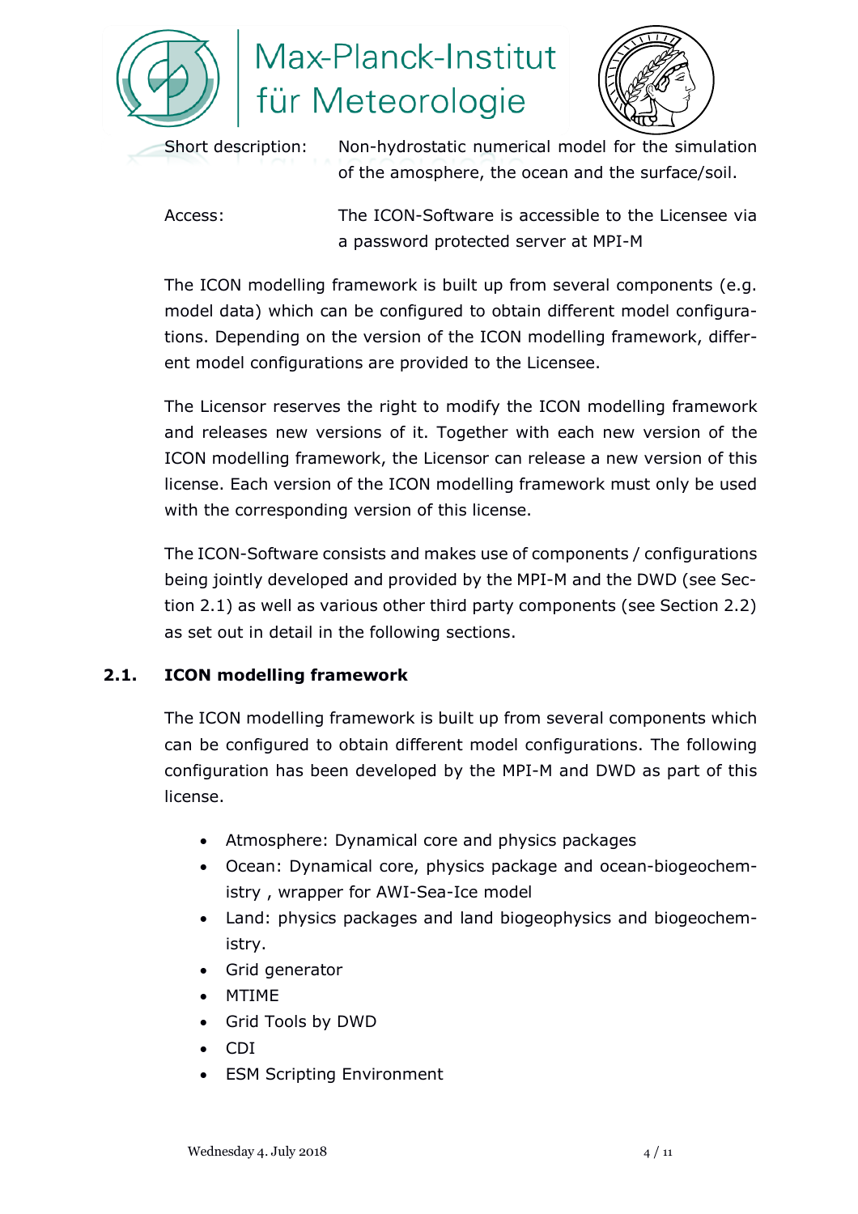Short description: Non-hydrostatic numerical model for the simulation of the amosphere, the ocean and the surface/soil.

Access: The ICON-Software is accessible to the Licensee via a password protected server at MPI-M

The ICON modelling framework is built up from several components (e.g. model data) which can be configured to obtain different model configurations. Depending on the version of the ICON modelling framework, different model configurations are provided to the Licensee.

The Licensor reserves the right to modify the ICON modelling framework and releases new versions of it. Together with each new version of the ICON modelling framework, the Licensor can release a new version of this license. Each version of the ICON modelling framework must only be used with the corresponding version of this license.

The ICON-Software consists and makes use of components / configurations being jointly developed and provided by the MPI-M and the DWD (see Section 2.1) as well as various other third party components (see Section 2.2) as set out in detail in the following sections.

### 2.1. ICON modelling framework

The ICON modelling framework is built up from several components which can be configured to obtain different model configurations. The following configuration has been developed by the MPI-M and DWD as part of this license.

- Atmosphere: Dynamical core and physics packages
- Ocean: Dynamical core, physics package and ocean-biogeochemistry , wrapper for AWI-Sea-Ice model
- Land: physics packages and land biogeophysics and biogeochemistry.
- Grid generator
- MTIME
- Grid Tools by DWD
- CDI
- ESM Scripting Environment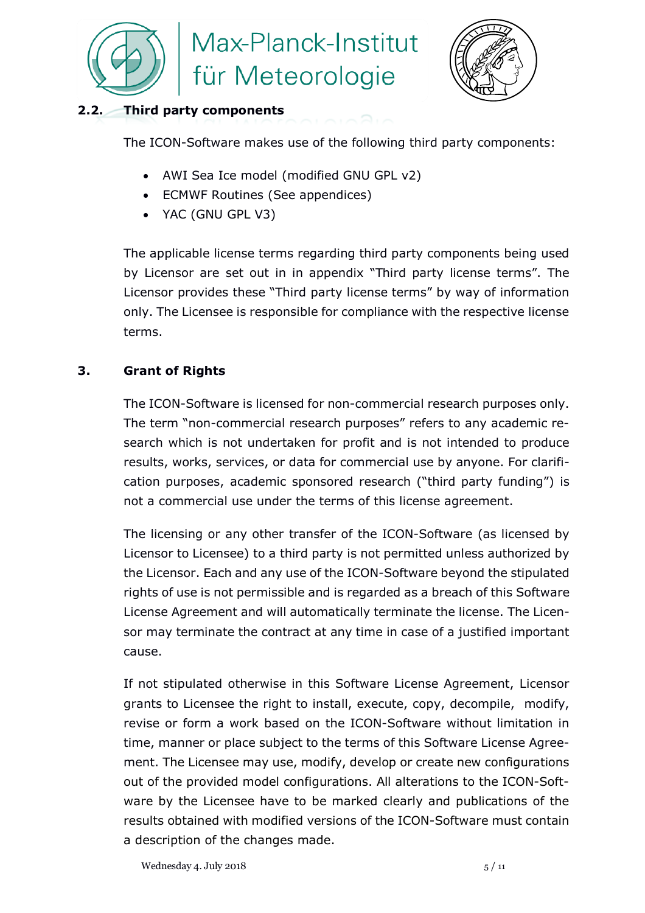## 2.2. Third party components

The ICON-Software makes use of the following third party components:

- AWI Sea Ice model (modified GNU GPL v2)
- ECMWF Routines (See appendices)
- YAC (GNU GPL V3)

The applicable license terms regarding third party components being used by Licensor are set out in in appendix "Third party license terms". The Licensor provides these "Third party license terms" by way of information only. The Licensee is responsible for compliance with the respective license terms.

## 3. Grant of Rights

The ICON-Software is licensed for non-commercial research purposes only. The term "non-commercial research purposes" refers to any academic research which is not undertaken for profit and is not intended to produce results, works, services, or data for commercial use by anyone. For clarification purposes, academic sponsored research ("third party funding") is not a commercial use under the terms of this license agreement.

The licensing or any other transfer of the ICON-Software (as licensed by Licensor to Licensee) to a third party is not permitted unless authorized by the Licensor. Each and any use of the ICON-Software beyond the stipulated rights of use is not permissible and is regarded as a breach of this Software License Agreement and will automatically terminate the license. The Licensor may terminate the contract at any time in case of a justified important cause.

If not stipulated otherwise in this Software License Agreement, Licensor grants to Licensee the right to install, execute, copy, decompile, modify, revise or form a work based on the ICON-Software without limitation in time, manner or place subject to the terms of this Software License Agreement. The Licensee may use, modify, develop or create new configurations out of the provided model configurations. All alterations to the ICON-Software by the Licensee have to be marked clearly and publications of the results obtained with modified versions of the ICON-Software must contain a description of the changes made.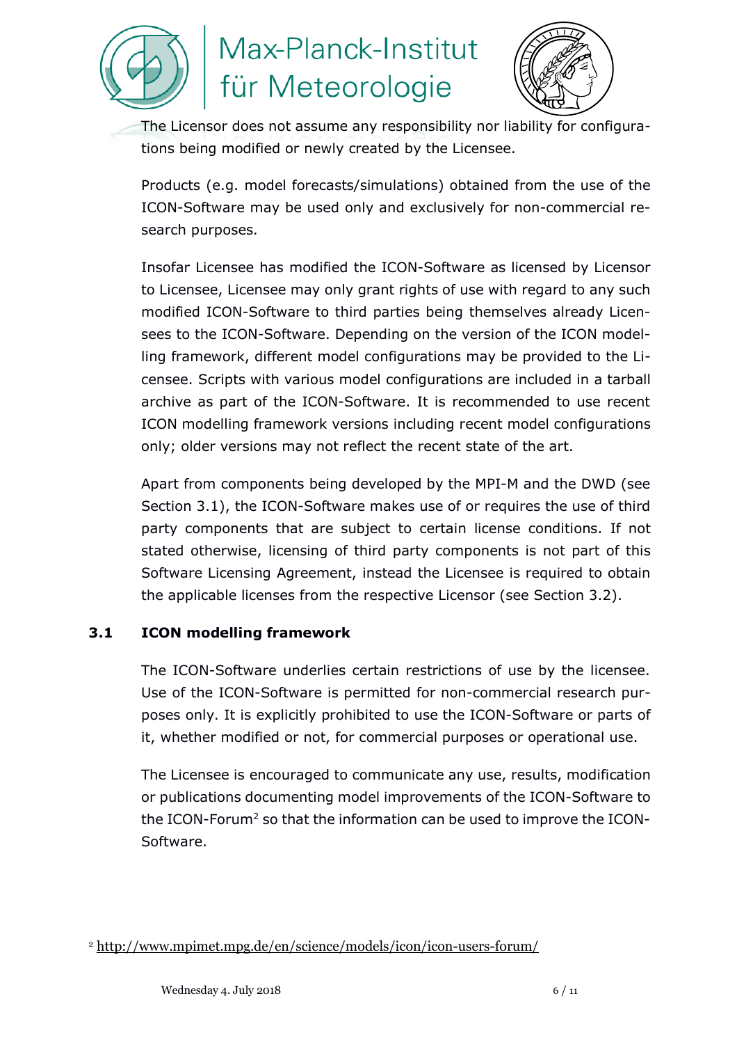The Licensor does not assume any responsibility nor liability for configurations being modified or newly created by the Licensee.

Products (e.g. model forecasts/simulations) obtained from the use of the ICON-Software may be used only and exclusively for non-commercial research purposes.

Insofar Licensee has modified the ICON-Software as licensed by Licensor to Licensee, Licensee may only grant rights of use with regard to any such modified ICON-Software to third parties being themselves already Licensees to the ICON-Software. Depending on the version of the ICON modelling framework, different model configurations may be provided to the Licensee. Scripts with various model configurations are included in a tarball archive as part of the ICON-Software. It is recommended to use recent ICON modelling framework versions including recent model configurations only; older versions may not reflect the recent state of the art.

Apart from components being developed by the MPI-M and the DWD (see Section 3.1), the ICON-Software makes use of or requires the use of third party components that are subject to certain license conditions. If not stated otherwise, licensing of third party components is not part of this Software Licensing Agreement, instead the Licensee is required to obtain the applicable licenses from the respective Licensor (see Section 3.2).

### 3.1 ICON modelling framework

The ICON-Software underlies certain restrictions of use by the licensee. Use of the ICON-Software is permitted for non-commercial research purposes only. It is explicitly prohibited to use the ICON-Software or parts of it, whether modified or not, for commercial purposes or operational use.

The Licensee is encouraged to communicate any use, results, modification or publications documenting model improvements of the ICON-Software to the ICON-Forum[2] so that the information can be used to improve the ICON-Software.

[2] http://www.mpimet.mpg.de/en/science/models/icon/icon-users-forum/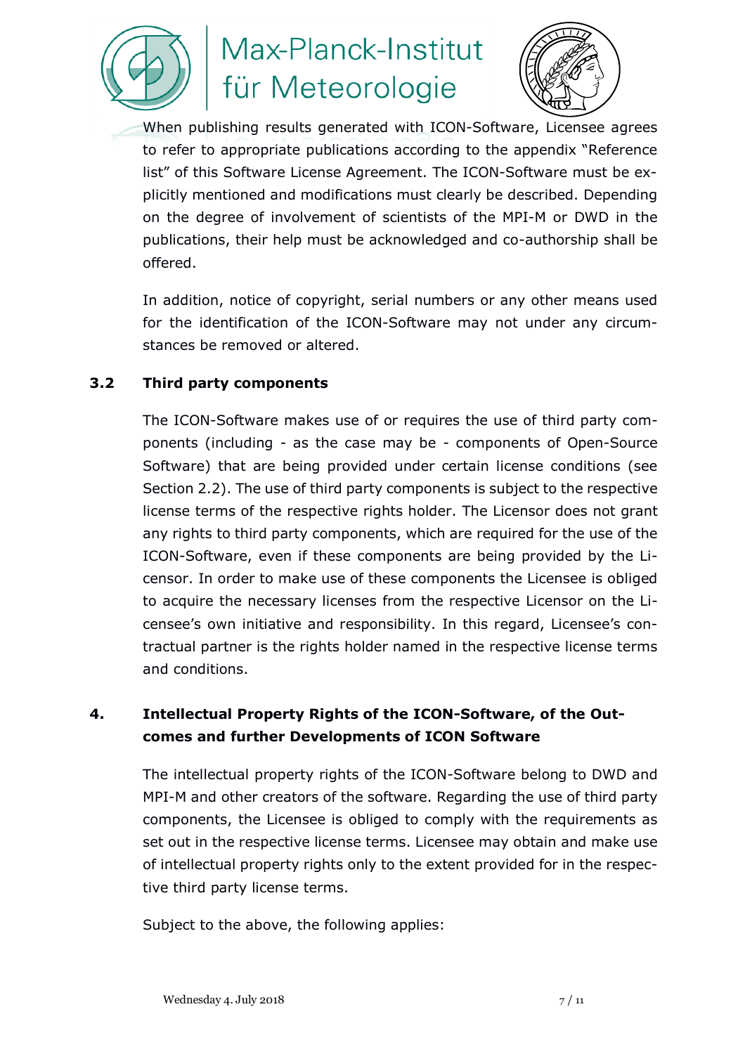When publishing results generated with ICON-Software, Licensee agrees to refer to appropriate publications according to the appendix "Reference list" of this Software License Agreement. The ICON-Software must be explicitly mentioned and modifications must clearly be described. Depending on the degree of involvement of scientists of the MPI-M or DWD in the publications, their help must be acknowledged and co-authorship shall be offered.

In addition, notice of copyright, serial numbers or any other means used for the identification of the ICON-Software may not under any circumstances be removed or altered.

### 3.2 Third party components

The ICON-Software makes use of or requires the use of third party components (including - as the case may be - components of Open-Source Software) that are being provided under certain license conditions (see Section 2.2). The use of third party components is subject to the respective license terms of the respective rights holder. The Licensor does not grant any rights to third party components, which are required for the use of the ICON-Software, even if these components are being provided by the Licensor. In order to make use of these components the Licensee is obliged to acquire the necessary licenses from the respective Licensor on the Licensee's own initiative and responsibility. In this regard, Licensee's contractual partner is the rights holder named in the respective license terms and conditions.

## 4. Intellectual Property Rights of the ICON-Software, of the Outcomes and further Developments of ICON Software

The intellectual property rights of the ICON-Software belong to DWD and MPI-M and other creators of the software. Regarding the use of third party components, the Licensee is obliged to comply with the requirements as set out in the respective license terms. Licensee may obtain and make use of intellectual property rights only to the extent provided for in the respective third party license terms.

Subject to the above, the following applies: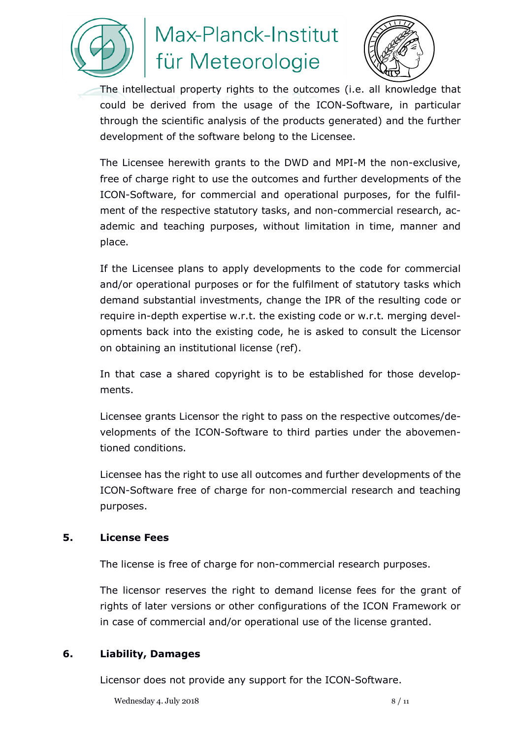The intellectual property rights to the outcomes (i.e. all knowledge that could be derived from the usage of the ICON-Software, in particular through the scientific analysis of the products generated) and the further development of the software belong to the Licensee.

The Licensee herewith grants to the DWD and MPI-M the non-exclusive, free of charge right to use the outcomes and further developments of the ICON-Software, for commercial and operational purposes, for the fulfilment of the respective statutory tasks, and non-commercial research, academic and teaching purposes, without limitation in time, manner and place.

If the Licensee plans to apply developments to the code for commercial and/or operational purposes or for the fulfilment of statutory tasks which demand substantial investments, change the IPR of the resulting code or require in-depth expertise w.r.t. the existing code or w.r.t. merging developments back into the existing code, he is asked to consult the Licensor on obtaining an institutional license (ref).

In that case a shared copyright is to be established for those developments.

Licensee grants Licensor the right to pass on the respective outcomes/developments of the ICON-Software to third parties under the abovementioned conditions.

Licensee has the right to use all outcomes and further developments of the ICON-Software free of charge for non-commercial research and teaching purposes.

## 5. License Fees

The license is free of charge for non-commercial research purposes.

The licensor reserves the right to demand license fees for the grant of rights of later versions or other configurations of the ICON Framework or in case of commercial and/or operational use of the license granted.

## 6. Liability, Damages

Licensor does not provide any support for the ICON-Software.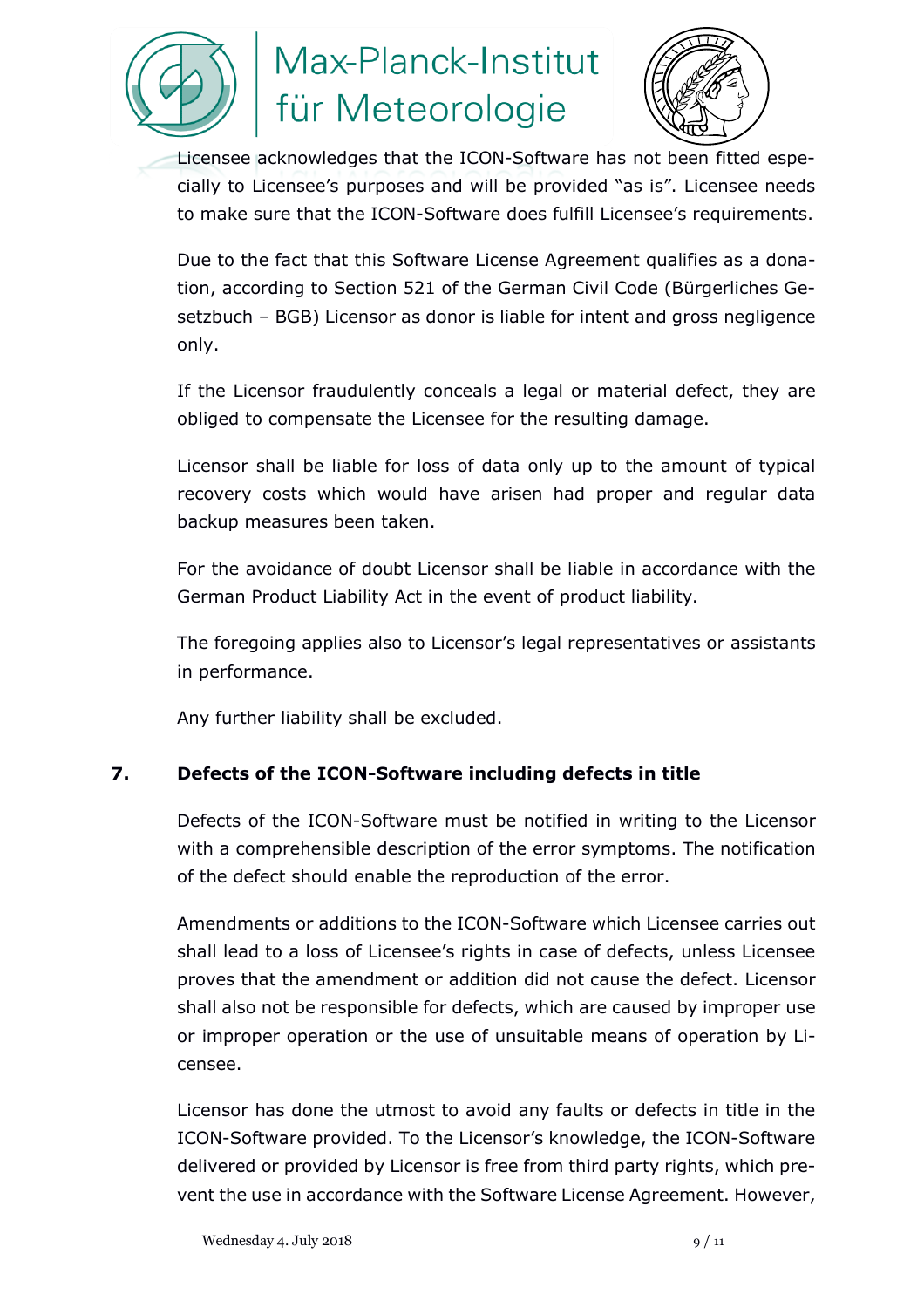Licensee acknowledges that the ICON-Software has not been fitted especially to Licensee's purposes and will be provided "as is". Licensee needs to make sure that the ICON-Software does fulfill Licensee's requirements.

Due to the fact that this Software License Agreement qualifies as a donation, according to Section 521 of the German Civil Code (Bürgerliches Gesetzbuch – BGB) Licensor as donor is liable for intent and gross negligence only.

If the Licensor fraudulently conceals a legal or material defect, they are obliged to compensate the Licensee for the resulting damage.

Licensor shall be liable for loss of data only up to the amount of typical recovery costs which would have arisen had proper and regular data backup measures been taken.

For the avoidance of doubt Licensor shall be liable in accordance with the German Product Liability Act in the event of product liability.

The foregoing applies also to Licensor's legal representatives or assistants in performance.

Any further liability shall be excluded.

## 7. Defects of the ICON-Software including defects in title

Defects of the ICON-Software must be notified in writing to the Licensor with a comprehensible description of the error symptoms. The notification of the defect should enable the reproduction of the error.

Amendments or additions to the ICON-Software which Licensee carries out shall lead to a loss of Licensee's rights in case of defects, unless Licensee proves that the amendment or addition did not cause the defect. Licensor shall also not be responsible for defects, which are caused by improper use or improper operation or the use of unsuitable means of operation by Licensee.

Licensor has done the utmost to avoid any faults or defects in title in the ICON-Software provided. To the Licensor's knowledge, the ICON-Software delivered or provided by Licensor is free from third party rights, which prevent the use in accordance with the Software License Agreement. However,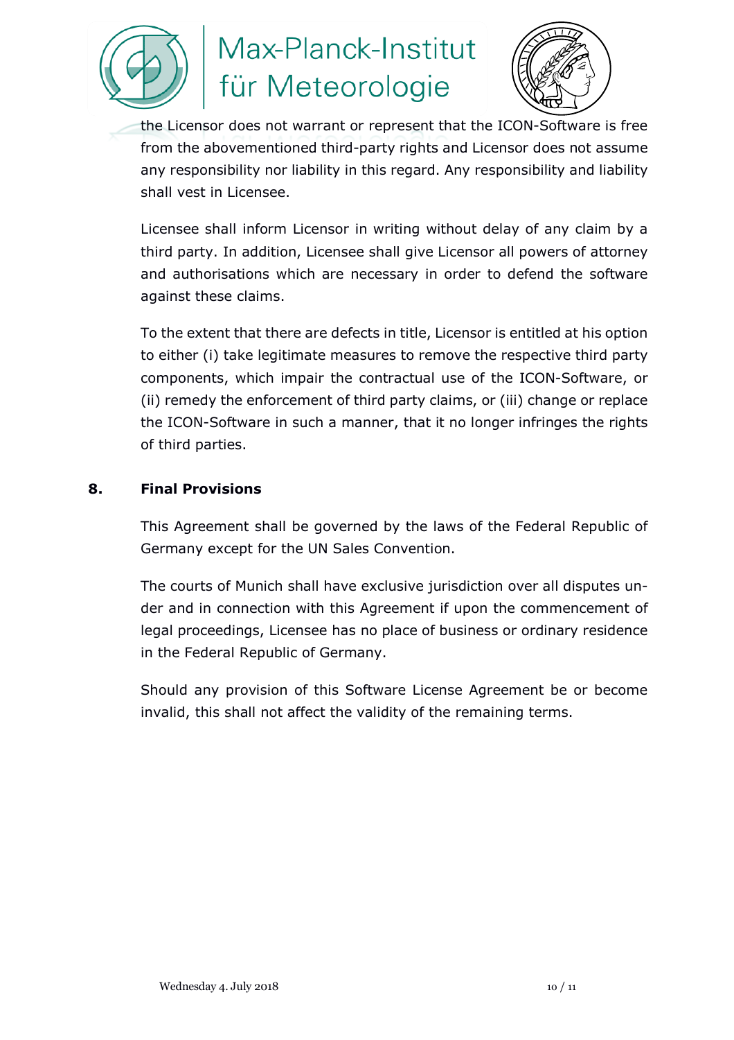the Licensor does not warrant or represent that the ICON-Software is free from the abovementioned third-party rights and Licensor does not assume any responsibility nor liability in this regard. Any responsibility and liability shall vest in Licensee.

Licensee shall inform Licensor in writing without delay of any claim by a third party. In addition, Licensee shall give Licensor all powers of attorney and authorisations which are necessary in order to defend the software against these claims.

To the extent that there are defects in title, Licensor is entitled at his option to either (i) take legitimate measures to remove the respective third party components, which impair the contractual use of the ICON-Software, or (ii) remedy the enforcement of third party claims, or (iii) change or replace the ICON-Software in such a manner, that it no longer infringes the rights of third parties.

## 8. Final Provisions

This Agreement shall be governed by the laws of the Federal Republic of Germany except for the UN Sales Convention.

The courts of Munich shall have exclusive jurisdiction over all disputes under and in connection with this Agreement if upon the commencement of legal proceedings, Licensee has no place of business or ordinary residence in the Federal Republic of Germany.

Should any provision of this Software License Agreement be or become invalid, this shall not affect the validity of the remaining terms.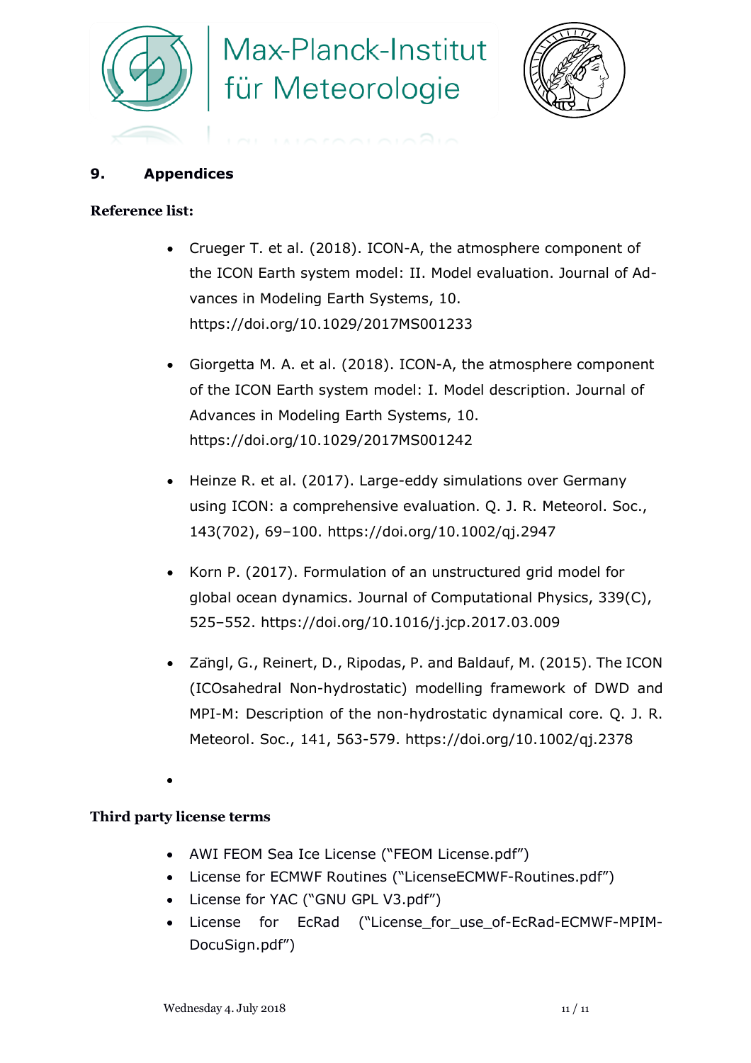## 9. Appendices

**Reference list:**

- Crueger T. et al. (2018). ICON-A, the atmosphere component of the ICON Earth system model: II. Model evaluation. Journal of Advances in Modeling Earth Systems, 10. https://doi.org/10.1029/2017MS001233
- Giorgetta M. A. et al. (2018). ICON-A, the atmosphere component of the ICON Earth system model: I. Model description. Journal of Advances in Modeling Earth Systems, 10. https://doi.org/10.1029/2017MS001242
- Heinze R. et al. (2017). Large-eddy simulations over Germany using ICON: a comprehensive evaluation. Q. J. R. Meteorol. Soc., 143(702), 69–100. https://doi.org/10.1002/qj.2947
- Korn P. (2017). Formulation of an unstructured grid model for global ocean dynamics. Journal of Computational Physics, 339(C), 525–552. https://doi.org/10.1016/j.jcp.2017.03.009
- Zängl, G., Reinert, D., Ripodas, P. and Baldauf, M. (2015). The ICON (ICOsahedral Non-hydrostatic) modelling framework of DWD and MPI-M: Description of the non-hydrostatic dynamical core. Q. J. R. Meteorol. Soc., 141, 563-579. https://doi.org/10.1002/qj.2378
- 

**Third party license terms**

- AWI FEOM Sea Ice License ("FEOM License.pdf")
- License for ECMWF Routines ("LicenseECMWF-Routines.pdf")
- License for YAC ("GNU GPL V3.pdf")
- License for EcRad ("License_for_use_of-EcRad-ECMWF-MPIM-DocuSign.pdf")